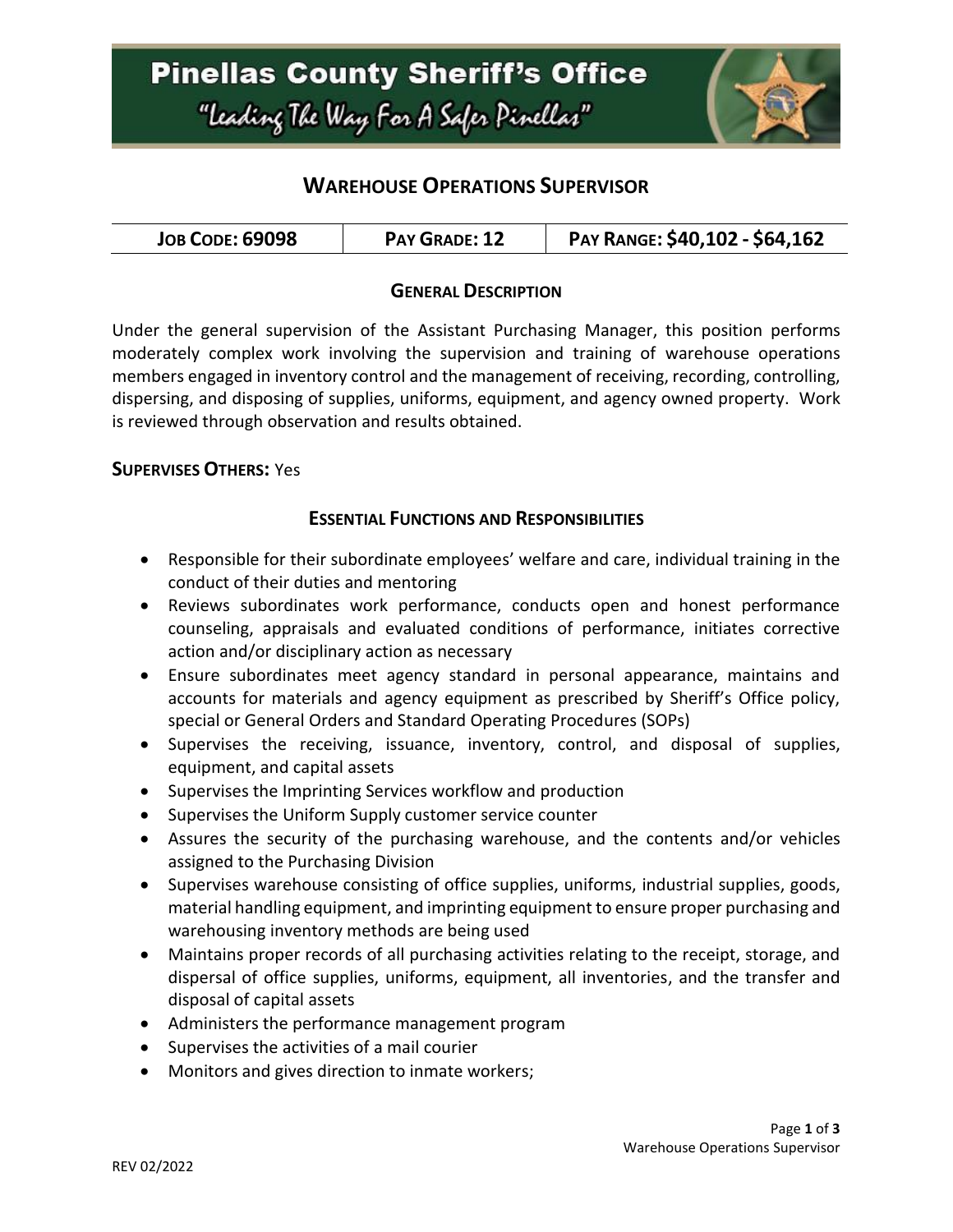# Pinellas County Sheriff's Office

"Leading The Way For A Safer Pinellas"

## Warehouse Operations Supervisor

| Job Code: 69098 | Pay Grade: 12 | Pay Range: $40,102 - $64,162 |
| --- | --- | --- |

### General Description

Under the general supervision of the Assistant Purchasing Manager, this position performs moderately complex work involving the supervision and training of warehouse operations members engaged in inventory control and the management of receiving, recording, controlling, dispersing, and disposing of supplies, uniforms, equipment, and agency owned property. Work is reviewed through observation and results obtained.

**Supervises Others:** Yes

### Essential Functions and Responsibilities

- Responsible for their subordinate employees' welfare and care, individual training in the conduct of their duties and mentoring
- Reviews subordinates work performance, conducts open and honest performance counseling, appraisals and evaluated conditions of performance, initiates corrective action and/or disciplinary action as necessary
- Ensure subordinates meet agency standard in personal appearance, maintains and accounts for materials and agency equipment as prescribed by Sheriff's Office policy, special or General Orders and Standard Operating Procedures (SOPs)
- Supervises the receiving, issuance, inventory, control, and disposal of supplies, equipment, and capital assets
- Supervises the Imprinting Services workflow and production
- Supervises the Uniform Supply customer service counter
- Assures the security of the purchasing warehouse, and the contents and/or vehicles assigned to the Purchasing Division
- Supervises warehouse consisting of office supplies, uniforms, industrial supplies, goods, material handling equipment, and imprinting equipment to ensure proper purchasing and warehousing inventory methods are being used
- Maintains proper records of all purchasing activities relating to the receipt, storage, and dispersal of office supplies, uniforms, equipment, all inventories, and the transfer and disposal of capital assets
- Administers the performance management program
- Supervises the activities of a mail courier
- Monitors and gives direction to inmate workers;

REV 02/2022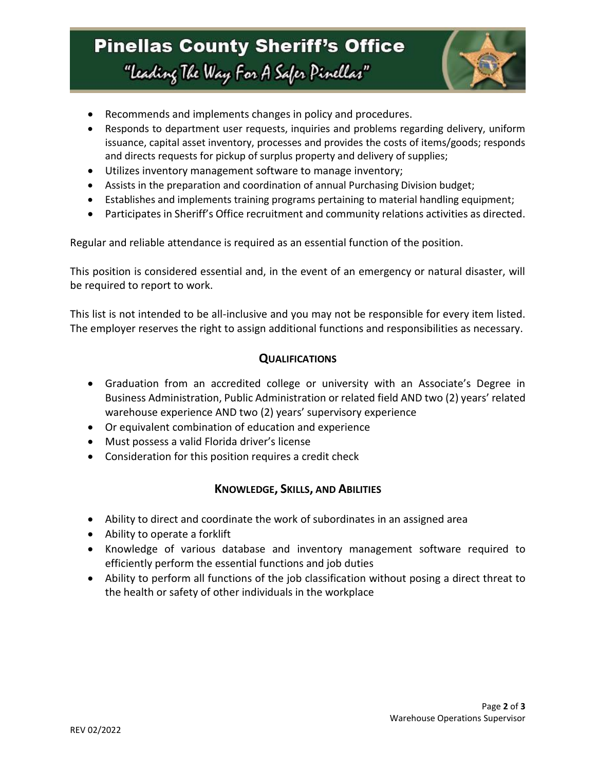- Recommends and implements changes in policy and procedures.
- Responds to department user requests, inquiries and problems regarding delivery, uniform issuance, capital asset inventory, processes and provides the costs of items/goods; responds and directs requests for pickup of surplus property and delivery of supplies;
- Utilizes inventory management software to manage inventory;
- Assists in the preparation and coordination of annual Purchasing Division budget;
- Establishes and implements training programs pertaining to material handling equipment;
- Participates in Sheriff's Office recruitment and community relations activities as directed.

Regular and reliable attendance is required as an essential function of the position.

This position is considered essential and, in the event of an emergency or natural disaster, will be required to report to work.

This list is not intended to be all-inclusive and you may not be responsible for every item listed. The employer reserves the right to assign additional functions and responsibilities as necessary.

## Qualifications

- Graduation from an accredited college or university with an Associate's Degree in Business Administration, Public Administration or related field AND two (2) years' related warehouse experience AND two (2) years' supervisory experience
- Or equivalent combination of education and experience
- Must possess a valid Florida driver's license
- Consideration for this position requires a credit check

## Knowledge, Skills, and Abilities

- Ability to direct and coordinate the work of subordinates in an assigned area
- Ability to operate a forklift
- Knowledge of various database and inventory management software required to efficiently perform the essential functions and job duties
- Ability to perform all functions of the job classification without posing a direct threat to the health or safety of other individuals in the workplace

REV 02/2022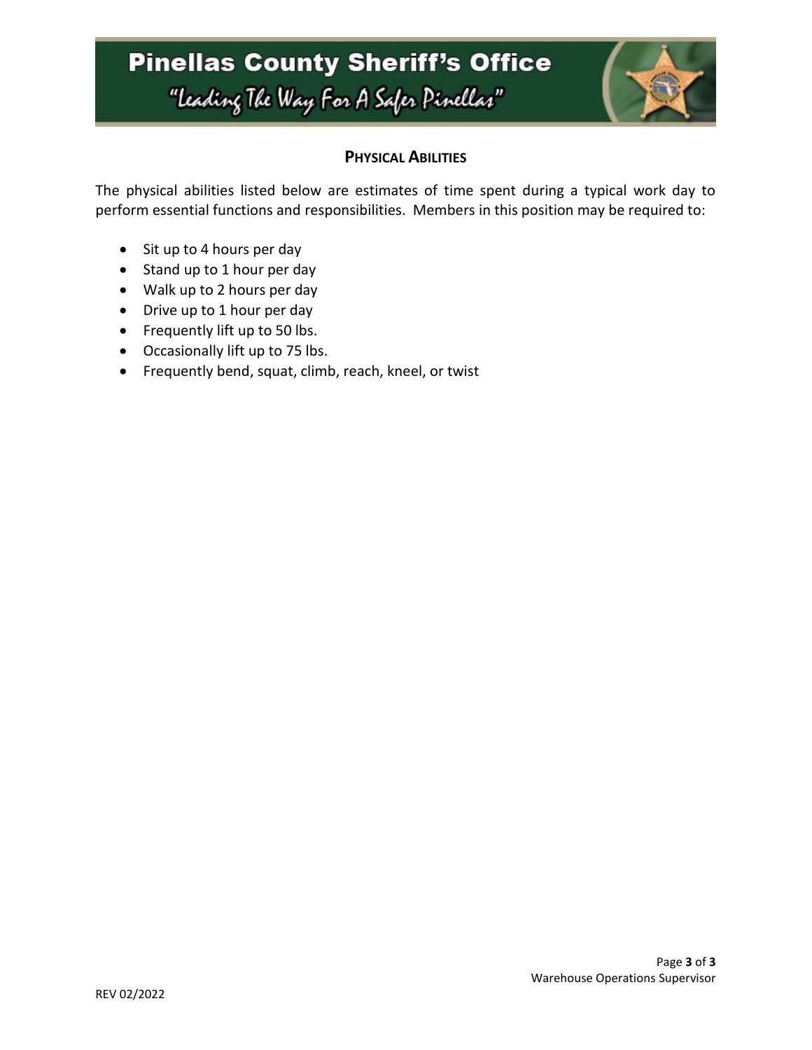## Physical Abilities

The physical abilities listed below are estimates of time spent during a typical work day to perform essential functions and responsibilities. Members in this position may be required to:

- Sit up to 4 hours per day
- Stand up to 1 hour per day
- Walk up to 2 hours per day
- Drive up to 1 hour per day
- Frequently lift up to 50 lbs.
- Occasionally lift up to 75 lbs.
- Frequently bend, squat, climb, reach, kneel, or twist